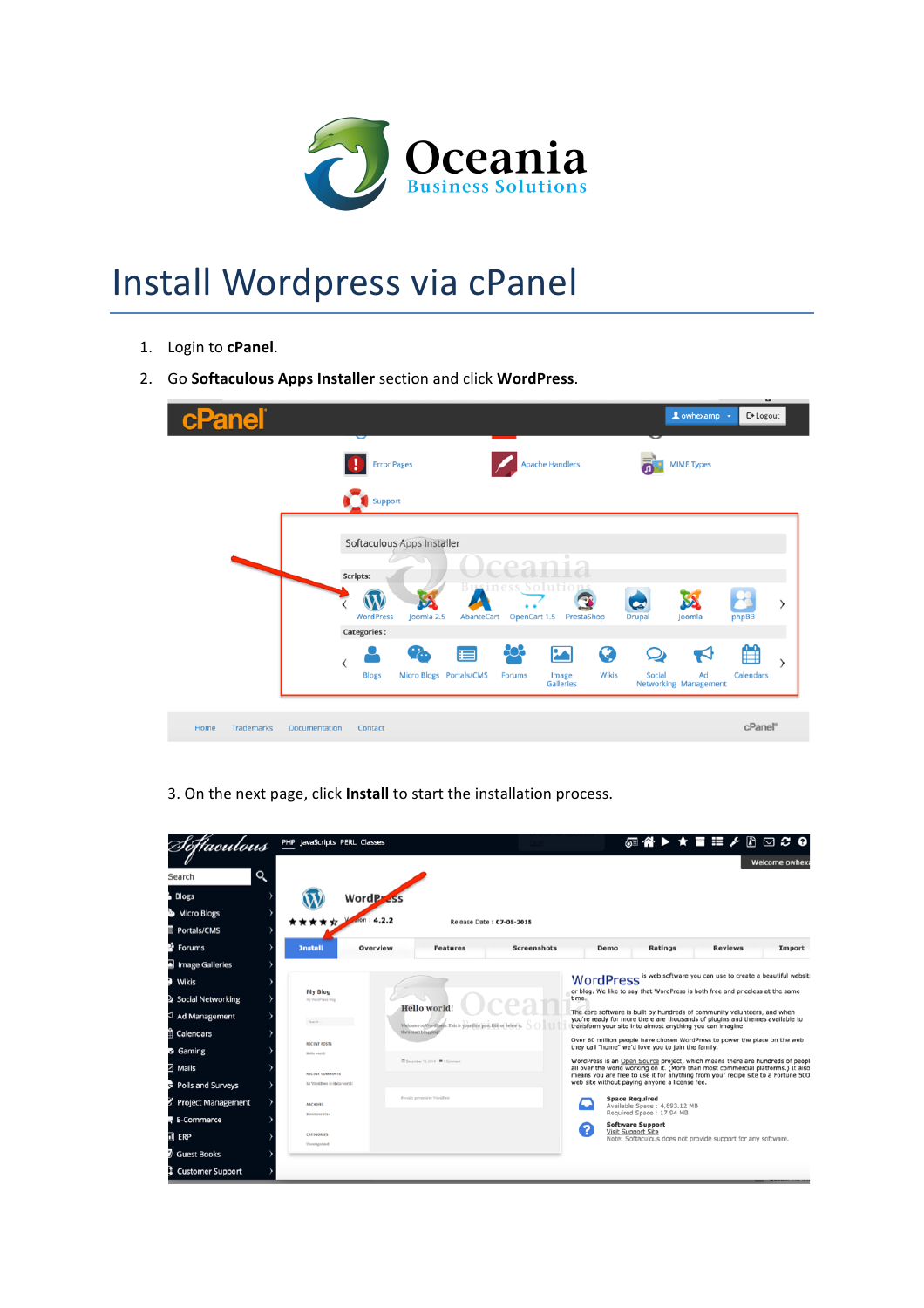# Install Wordpress via cPanel

1. Login to **cPanel**.
2. Go **Softaculous Apps Installer** section and click **WordPress**.

3. On the next page, click **Install** to start the installation process.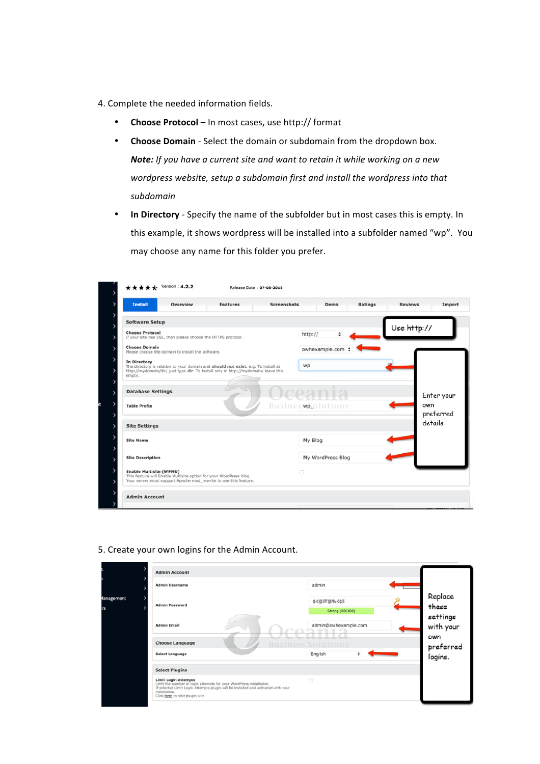4. Complete the needed information fields.

- **Choose Protocol** – In most cases, use http:// format
- **Choose Domain** - Select the domain or subdomain from the dropdown box.

  ***Note:*** *If you have a current site and want to retain it while working on a new wordpress website, setup a subdomain first and install the wordpress into that subdomain*
- **In Directory** - Specify the name of the subfolder but in most cases this is empty. In this example, it shows wordpress will be installed into a subfolder named "wp". You may choose any name for this folder you prefer.

5. Create your own logins for the Admin Account.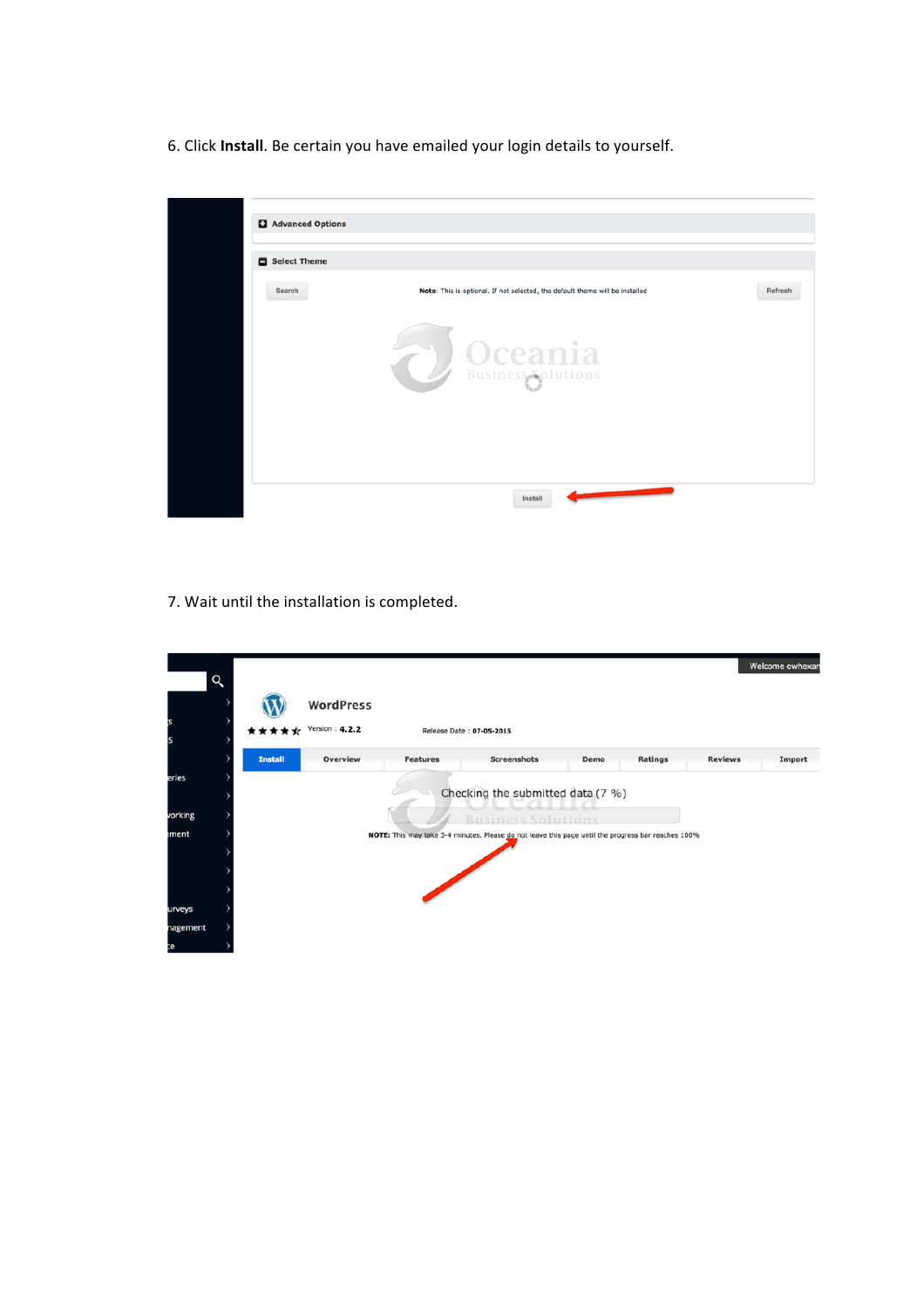6. Click **Install**. Be certain you have emailed your login details to yourself.

7. Wait until the installation is completed.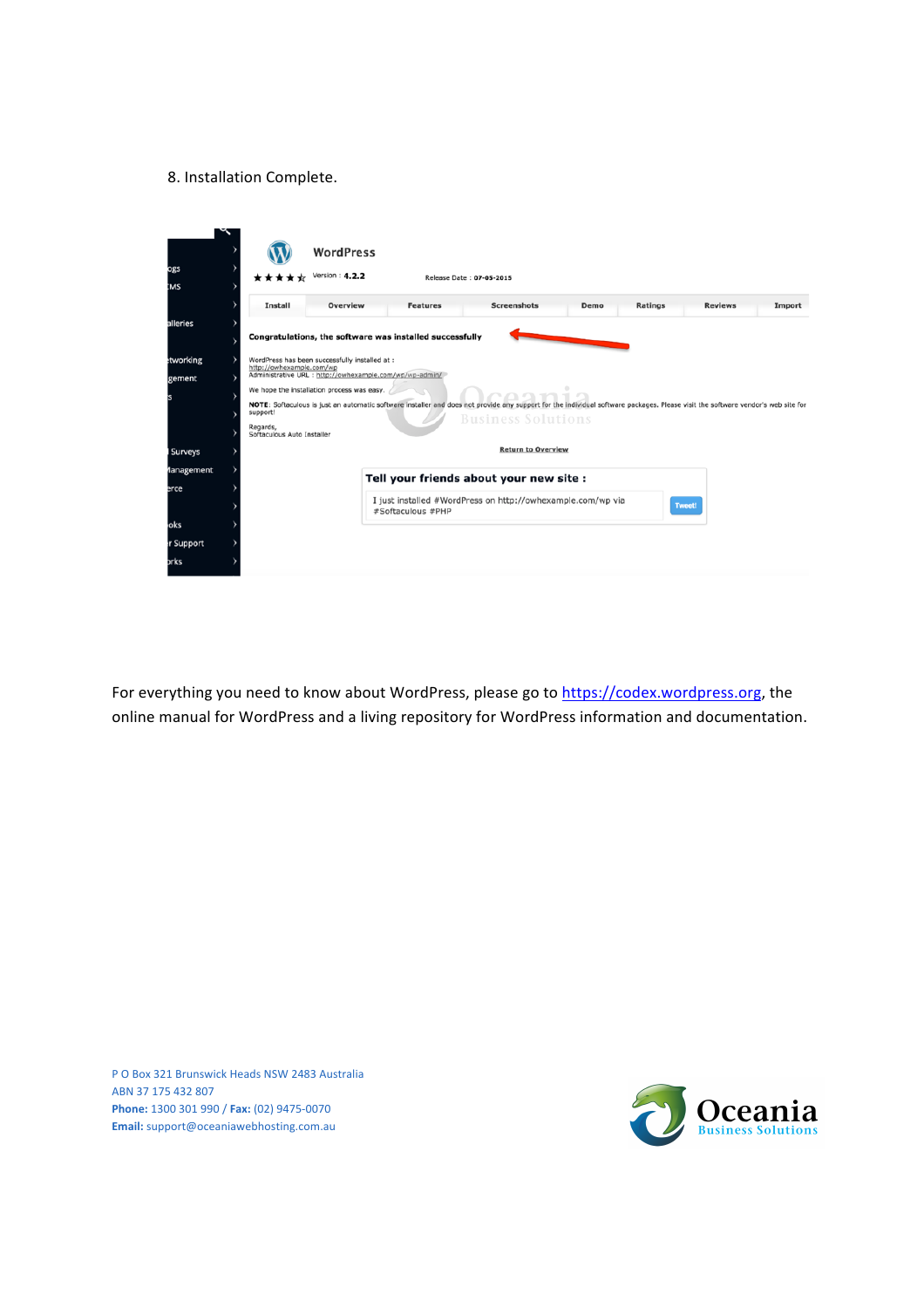8. Installation Complete.

For everything you need to know about WordPress, please go to [https://codex.wordpress.org](https://codex.wordpress.org), the online manual for WordPress and a living repository for WordPress information and documentation.

P O Box 321 Brunswick Heads NSW 2483 Australia
ABN 37 175 432 807
**Phone:** 1300 301 990 / **Fax:** (02) 9475-0070
**Email:** support@oceaniawebhosting.com.au